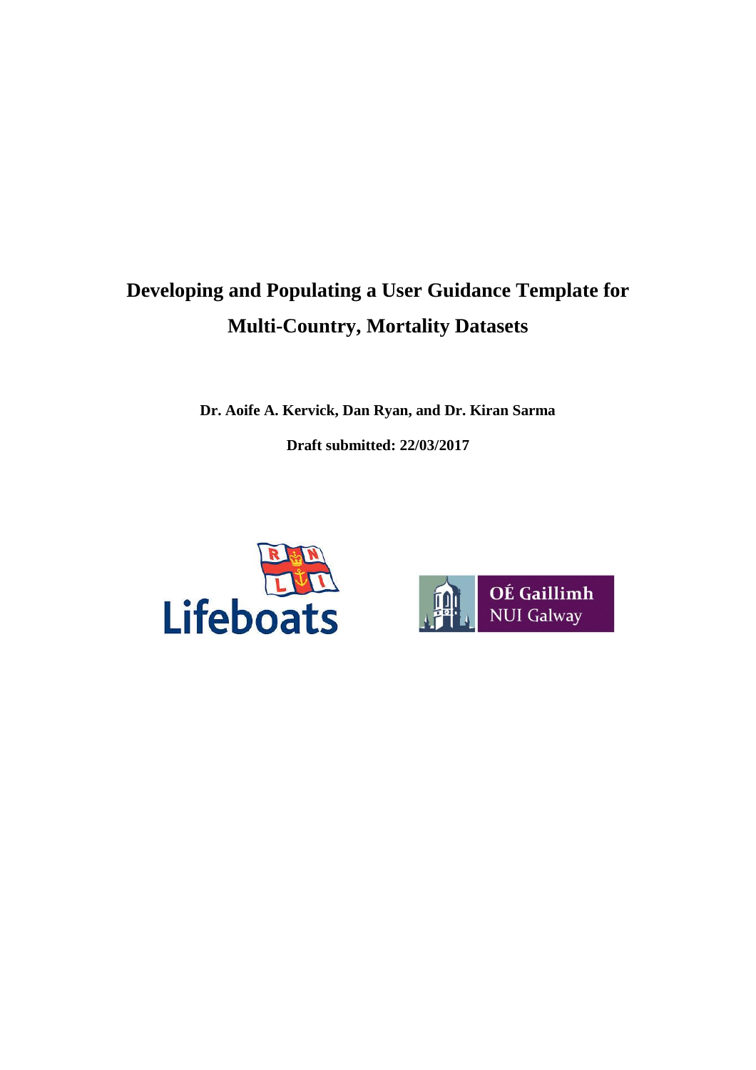# Developing and Populating a User Guidance Template for Multi-Country, Mortality Datasets

**Dr. Aoife A. Kervick, Dan Ryan, and Dr. Kiran Sarma**

**Draft submitted: 22/03/2017**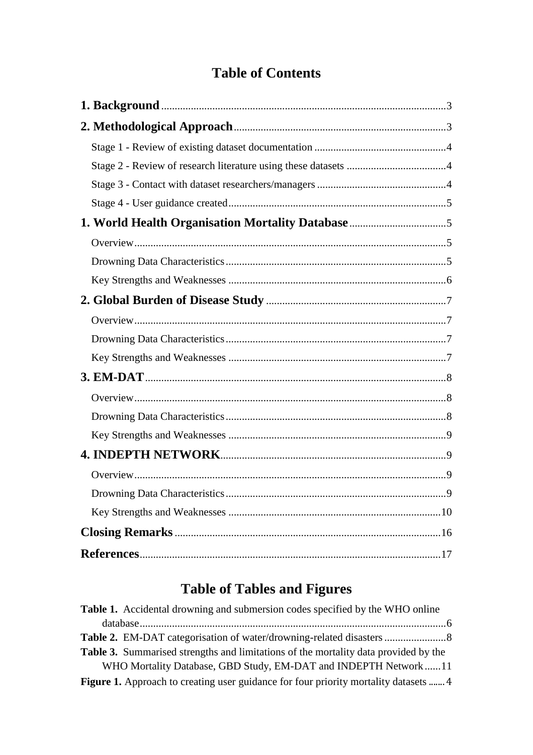# Table of Contents

**1. Background** ........................................................ 3

**2. Methodological Approach** ........................................................ 3

Stage 1 - Review of existing dataset documentation ........................................................ 4

Stage 2 - Review of research literature using these datasets ........................................................ 4

Stage 3 - Contact with dataset researchers/managers ........................................................ 4

Stage 4 - User guidance created ........................................................ 5

**1. World Health Organisation Mortality Database** ........................................................ 5

Overview ........................................................ 5

Drowning Data Characteristics ........................................................ 5

Key Strengths and Weaknesses ........................................................ 6

**2. Global Burden of Disease Study** ........................................................ 7

Overview ........................................................ 7

Drowning Data Characteristics ........................................................ 7

Key Strengths and Weaknesses ........................................................ 7

**3. EM-DAT** ........................................................ 8

Overview ........................................................ 8

Drowning Data Characteristics ........................................................ 8

Key Strengths and Weaknesses ........................................................ 9

**4. INDEPTH NETWORK** ........................................................ 9

Overview ........................................................ 9

Drowning Data Characteristics ........................................................ 9

Key Strengths and Weaknesses ........................................................ 10

**Closing Remarks** ........................................................ 16

**References** ........................................................ 17

# Table of Tables and Figures

**Table 1.** Accidental drowning and submersion codes specified by the WHO online database ........................................................ 6

**Table 2.** EM-DAT categorisation of water/drowning-related disasters ........................................................ 8

**Table 3.** Summarised strengths and limitations of the mortality data provided by the WHO Mortality Database, GBD Study, EM-DAT and INDEPTH Network ........................................................ 11

**Figure 1.** Approach to creating user guidance for four priority mortality datasets ........................................................ 4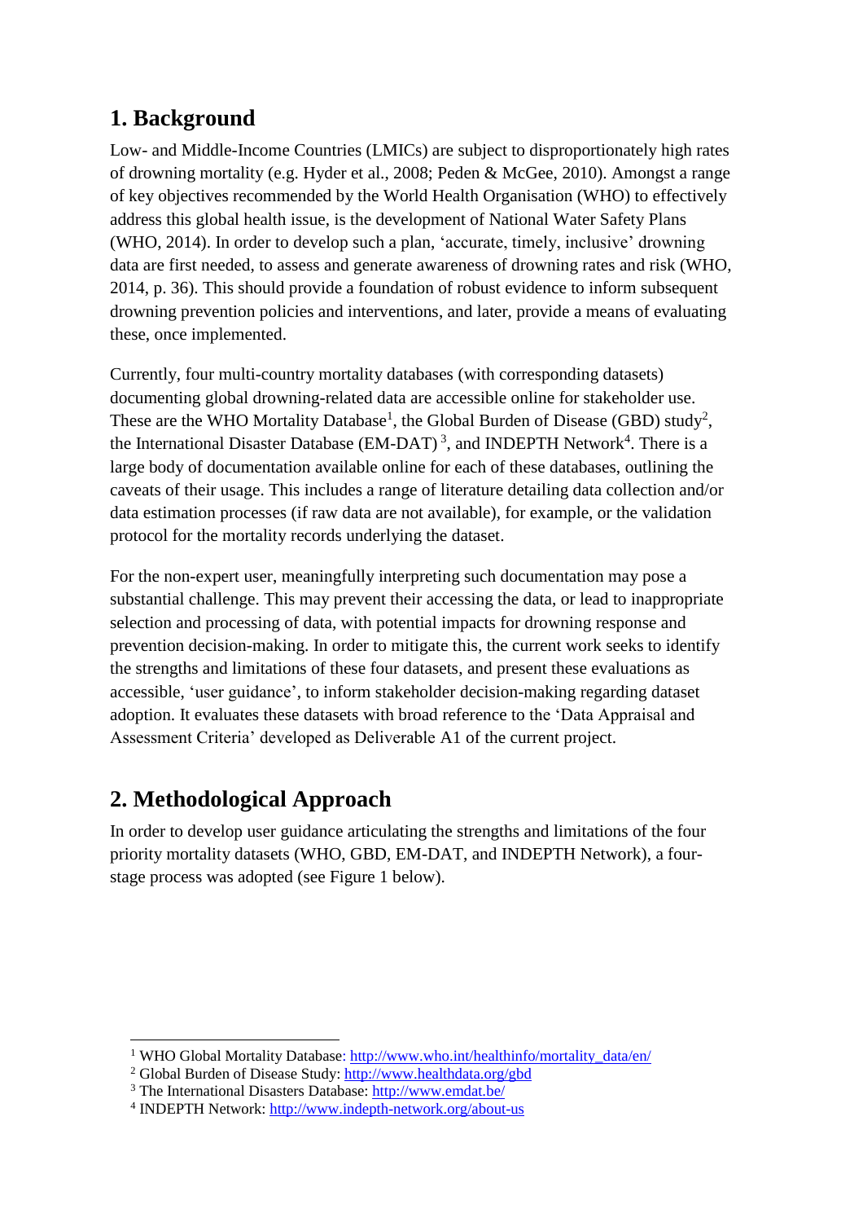## 1. Background

Low- and Middle-Income Countries (LMICs) are subject to disproportionately high rates of drowning mortality (e.g. Hyder et al., 2008; Peden & McGee, 2010). Amongst a range of key objectives recommended by the World Health Organisation (WHO) to effectively address this global health issue, is the development of National Water Safety Plans (WHO, 2014). In order to develop such a plan, 'accurate, timely, inclusive' drowning data are first needed, to assess and generate awareness of drowning rates and risk (WHO, 2014, p. 36). This should provide a foundation of robust evidence to inform subsequent drowning prevention policies and interventions, and later, provide a means of evaluating these, once implemented.

Currently, four multi-country mortality databases (with corresponding datasets) documenting global drowning-related data are accessible online for stakeholder use. These are the WHO Mortality Database[1], the Global Burden of Disease (GBD) study[2], the International Disaster Database (EM-DAT)[3], and INDEPTH Network[4]. There is a large body of documentation available online for each of these databases, outlining the caveats of their usage. This includes a range of literature detailing data collection and/or data estimation processes (if raw data are not available), for example, or the validation protocol for the mortality records underlying the dataset.

For the non-expert user, meaningfully interpreting such documentation may pose a substantial challenge. This may prevent their accessing the data, or lead to inappropriate selection and processing of data, with potential impacts for drowning response and prevention decision-making. In order to mitigate this, the current work seeks to identify the strengths and limitations of these four datasets, and present these evaluations as accessible, 'user guidance', to inform stakeholder decision-making regarding dataset adoption. It evaluates these datasets with broad reference to the 'Data Appraisal and Assessment Criteria' developed as Deliverable A1 of the current project.

## 2. Methodological Approach

In order to develop user guidance articulating the strengths and limitations of the four priority mortality datasets (WHO, GBD, EM-DAT, and INDEPTH Network), a four-stage process was adopted (see Figure 1 below).

---

[1] WHO Global Mortality Database: http://www.who.int/healthinfo/mortality_data/en/
[2] Global Burden of Disease Study: http://www.healthdata.org/gbd
[3] The International Disasters Database: http://www.emdat.be/
[4] INDEPTH Network: http://www.indepth-network.org/about-us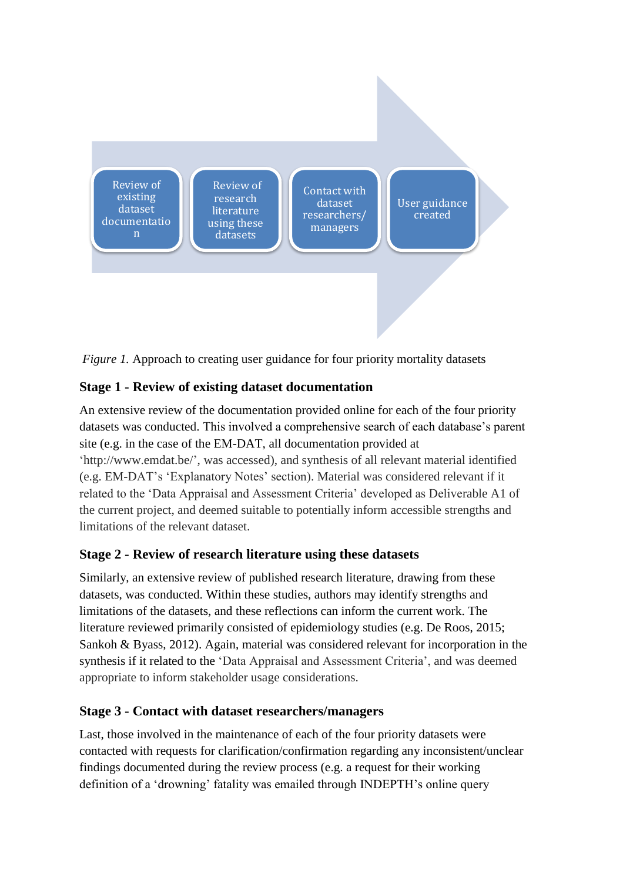Review of existing dataset documentation → Review of research literature using these datasets → Contact with dataset researchers/ managers → User guidance created

*Figure 1.* Approach to creating user guidance for four priority mortality datasets

### Stage 1 - Review of existing dataset documentation

An extensive review of the documentation provided online for each of the four priority datasets was conducted. This involved a comprehensive search of each database's parent site (e.g. in the case of the EM-DAT, all documentation provided at 'http://www.emdat.be/', was accessed), and synthesis of all relevant material identified (e.g. EM-DAT's 'Explanatory Notes' section). Material was considered relevant if it related to the 'Data Appraisal and Assessment Criteria' developed as Deliverable A1 of the current project, and deemed suitable to potentially inform accessible strengths and limitations of the relevant dataset.

### Stage 2 - Review of research literature using these datasets

Similarly, an extensive review of published research literature, drawing from these datasets, was conducted. Within these studies, authors may identify strengths and limitations of the datasets, and these reflections can inform the current work. The literature reviewed primarily consisted of epidemiology studies (e.g. De Roos, 2015; Sankoh & Byass, 2012). Again, material was considered relevant for incorporation in the synthesis if it related to the 'Data Appraisal and Assessment Criteria', and was deemed appropriate to inform stakeholder usage considerations.

### Stage 3 - Contact with dataset researchers/managers

Last, those involved in the maintenance of each of the four priority datasets were contacted with requests for clarification/confirmation regarding any inconsistent/unclear findings documented during the review process (e.g. a request for their working definition of a 'drowning' fatality was emailed through INDEPTH's online query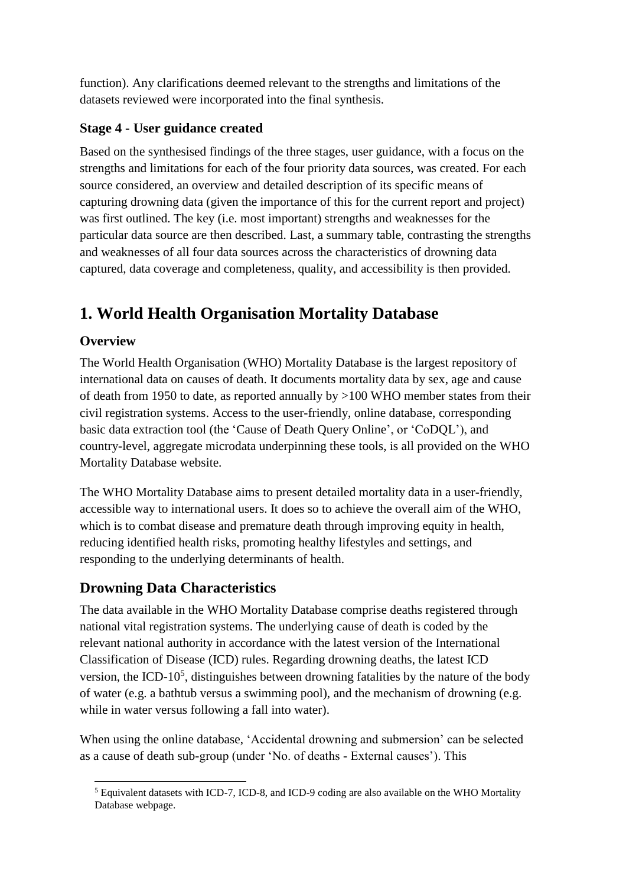function). Any clarifications deemed relevant to the strengths and limitations of the datasets reviewed were incorporated into the final synthesis.

### Stage 4 - User guidance created

Based on the synthesised findings of the three stages, user guidance, with a focus on the strengths and limitations for each of the four priority data sources, was created. For each source considered, an overview and detailed description of its specific means of capturing drowning data (given the importance of this for the current report and project) was first outlined. The key (i.e. most important) strengths and weaknesses for the particular data source are then described. Last, a summary table, contrasting the strengths and weaknesses of all four data sources across the characteristics of drowning data captured, data coverage and completeness, quality, and accessibility is then provided.

# 1. World Health Organisation Mortality Database

### Overview

The World Health Organisation (WHO) Mortality Database is the largest repository of international data on causes of death. It documents mortality data by sex, age and cause of death from 1950 to date, as reported annually by >100 WHO member states from their civil registration systems. Access to the user-friendly, online database, corresponding basic data extraction tool (the 'Cause of Death Query Online', or 'CoDQL'), and country-level, aggregate microdata underpinning these tools, is all provided on the WHO Mortality Database website.

The WHO Mortality Database aims to present detailed mortality data in a user-friendly, accessible way to international users. It does so to achieve the overall aim of the WHO, which is to combat disease and premature death through improving equity in health, reducing identified health risks, promoting healthy lifestyles and settings, and responding to the underlying determinants of health.

## Drowning Data Characteristics

The data available in the WHO Mortality Database comprise deaths registered through national vital registration systems. The underlying cause of death is coded by the relevant national authority in accordance with the latest version of the International Classification of Disease (ICD) rules. Regarding drowning deaths, the latest ICD version, the ICD-10[5], distinguishes between drowning fatalities by the nature of the body of water (e.g. a bathtub versus a swimming pool), and the mechanism of drowning (e.g. while in water versus following a fall into water).

When using the online database, 'Accidental drowning and submersion' can be selected as a cause of death sub-group (under 'No. of deaths - External causes'). This

[5] Equivalent datasets with ICD-7, ICD-8, and ICD-9 coding are also available on the WHO Mortality Database webpage.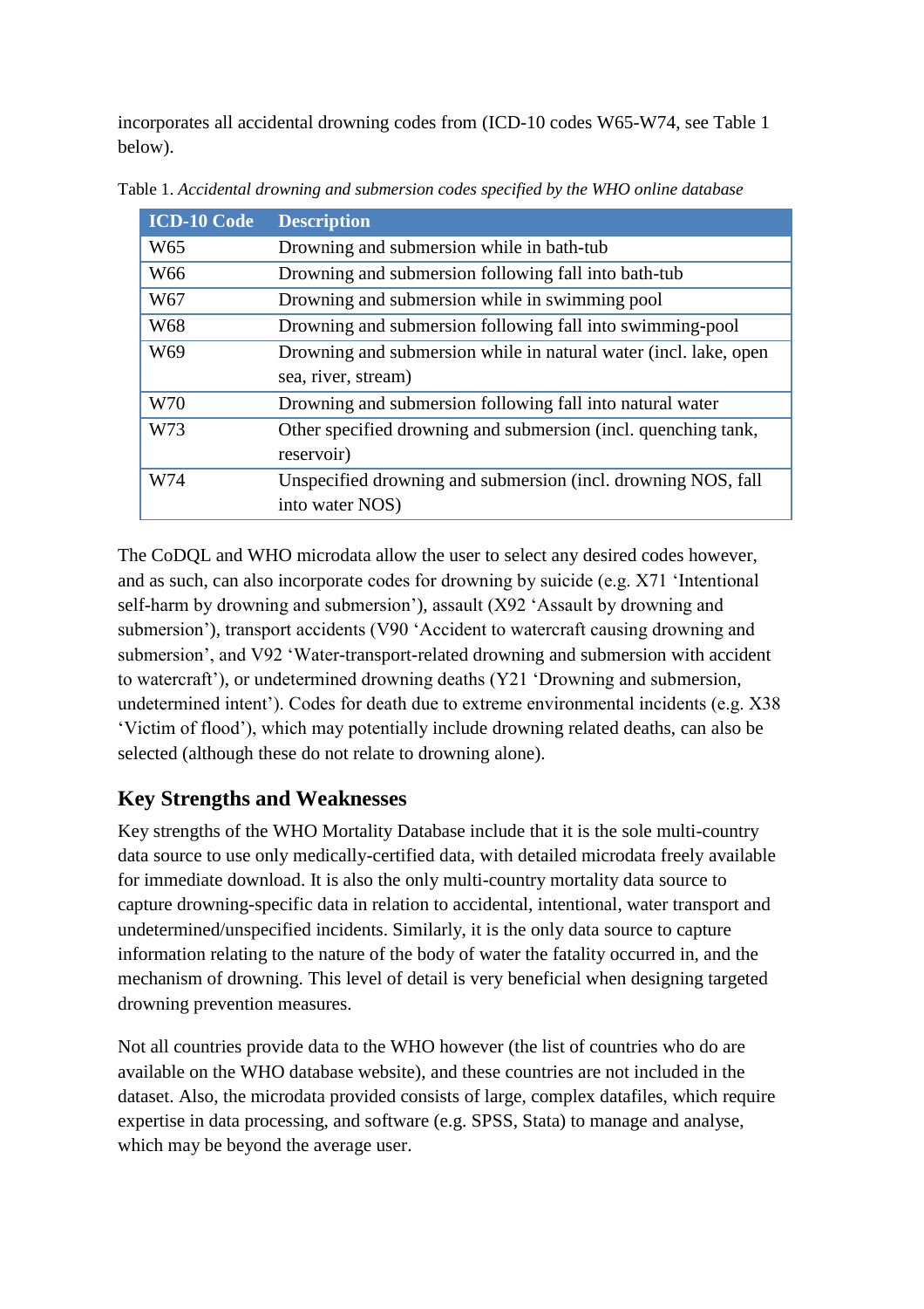incorporates all accidental drowning codes from (ICD-10 codes W65-W74, see Table 1 below).

Table 1. *Accidental drowning and submersion codes specified by the WHO online database*

| ICD-10 Code | Description |
|---|---|
| W65 | Drowning and submersion while in bath-tub |
| W66 | Drowning and submersion following fall into bath-tub |
| W67 | Drowning and submersion while in swimming pool |
| W68 | Drowning and submersion following fall into swimming-pool |
| W69 | Drowning and submersion while in natural water (incl. lake, open sea, river, stream) |
| W70 | Drowning and submersion following fall into natural water |
| W73 | Other specified drowning and submersion (incl. quenching tank, reservoir) |
| W74 | Unspecified drowning and submersion (incl. drowning NOS, fall into water NOS) |

The CoDQL and WHO microdata allow the user to select any desired codes however, and as such, can also incorporate codes for drowning by suicide (e.g. X71 'Intentional self-harm by drowning and submersion'), assault (X92 'Assault by drowning and submersion'), transport accidents (V90 'Accident to watercraft causing drowning and submersion', and V92 'Water-transport-related drowning and submersion with accident to watercraft'), or undetermined drowning deaths (Y21 'Drowning and submersion, undetermined intent'). Codes for death due to extreme environmental incidents (e.g. X38 'Victim of flood'), which may potentially include drowning related deaths, can also be selected (although these do not relate to drowning alone).

## Key Strengths and Weaknesses

Key strengths of the WHO Mortality Database include that it is the sole multi-country data source to use only medically-certified data, with detailed microdata freely available for immediate download. It is also the only multi-country mortality data source to capture drowning-specific data in relation to accidental, intentional, water transport and undetermined/unspecified incidents. Similarly, it is the only data source to capture information relating to the nature of the body of water the fatality occurred in, and the mechanism of drowning. This level of detail is very beneficial when designing targeted drowning prevention measures.

Not all countries provide data to the WHO however (the list of countries who do are available on the WHO database website), and these countries are not included in the dataset. Also, the microdata provided consists of large, complex datafiles, which require expertise in data processing, and software (e.g. SPSS, Stata) to manage and analyse, which may be beyond the average user.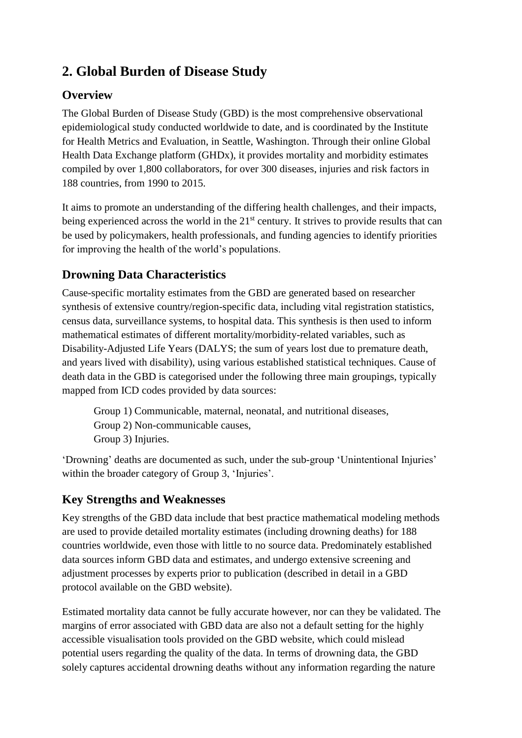## 2. Global Burden of Disease Study

### Overview

The Global Burden of Disease Study (GBD) is the most comprehensive observational epidemiological study conducted worldwide to date, and is coordinated by the Institute for Health Metrics and Evaluation, in Seattle, Washington. Through their online Global Health Data Exchange platform (GHDx), it provides mortality and morbidity estimates compiled by over 1,800 collaborators, for over 300 diseases, injuries and risk factors in 188 countries, from 1990 to 2015.

It aims to promote an understanding of the differing health challenges, and their impacts, being experienced across the world in the 21st century. It strives to provide results that can be used by policymakers, health professionals, and funding agencies to identify priorities for improving the health of the world's populations.

### Drowning Data Characteristics

Cause-specific mortality estimates from the GBD are generated based on researcher synthesis of extensive country/region-specific data, including vital registration statistics, census data, surveillance systems, to hospital data. This synthesis is then used to inform mathematical estimates of different mortality/morbidity-related variables, such as Disability-Adjusted Life Years (DALYS; the sum of years lost due to premature death, and years lived with disability), using various established statistical techniques. Cause of death data in the GBD is categorised under the following three main groupings, typically mapped from ICD codes provided by data sources:

Group 1) Communicable, maternal, neonatal, and nutritional diseases,
Group 2) Non-communicable causes,
Group 3) Injuries.

'Drowning' deaths are documented as such, under the sub-group 'Unintentional Injuries' within the broader category of Group 3, 'Injuries'.

### Key Strengths and Weaknesses

Key strengths of the GBD data include that best practice mathematical modeling methods are used to provide detailed mortality estimates (including drowning deaths) for 188 countries worldwide, even those with little to no source data. Predominately established data sources inform GBD data and estimates, and undergo extensive screening and adjustment processes by experts prior to publication (described in detail in a GBD protocol available on the GBD website).

Estimated mortality data cannot be fully accurate however, nor can they be validated. The margins of error associated with GBD data are also not a default setting for the highly accessible visualisation tools provided on the GBD website, which could mislead potential users regarding the quality of the data. In terms of drowning data, the GBD solely captures accidental drowning deaths without any information regarding the nature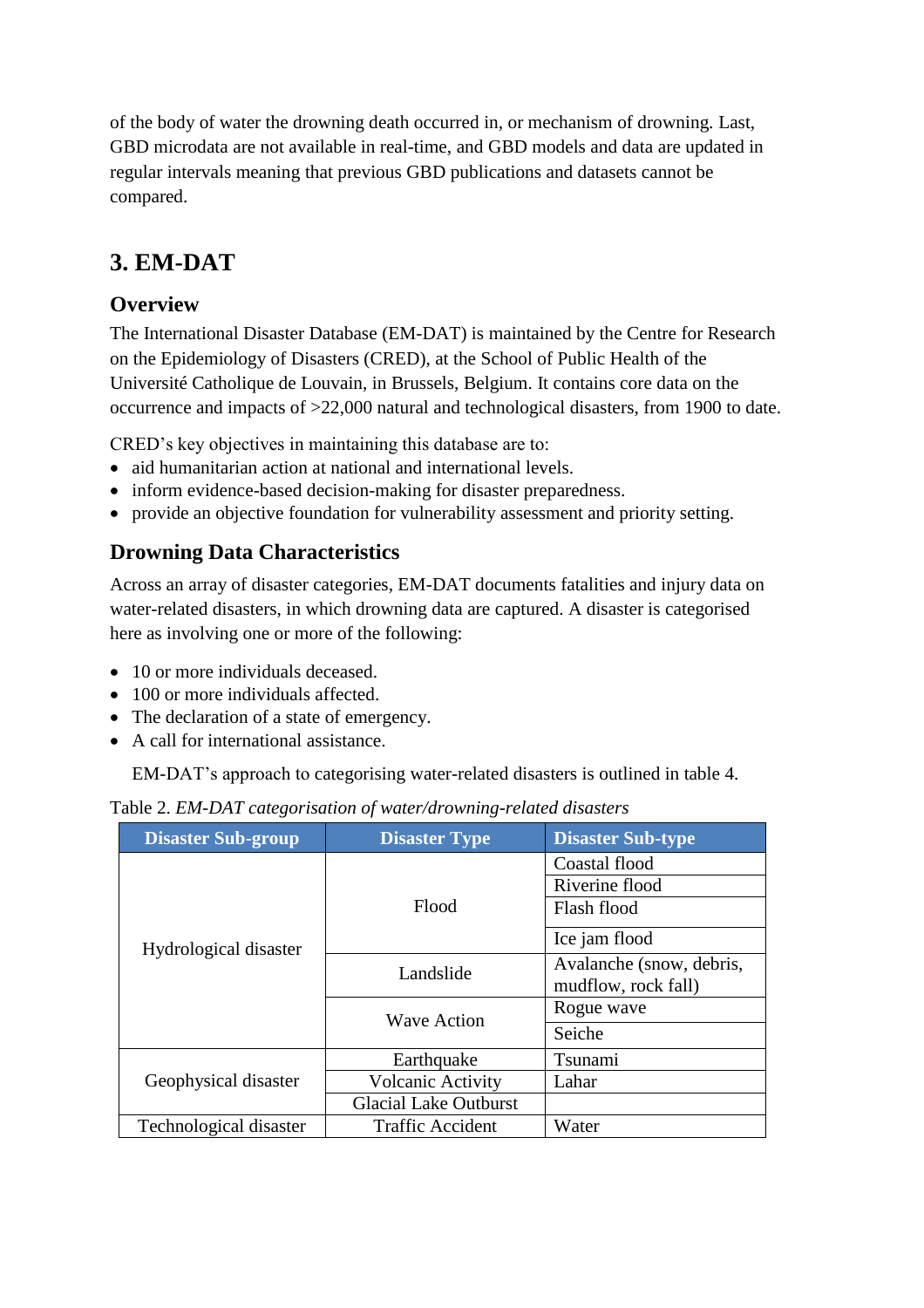of the body of water the drowning death occurred in, or mechanism of drowning. Last, GBD microdata are not available in real-time, and GBD models and data are updated in regular intervals meaning that previous GBD publications and datasets cannot be compared.

## 3. EM-DAT

### Overview

The International Disaster Database (EM-DAT) is maintained by the Centre for Research on the Epidemiology of Disasters (CRED), at the School of Public Health of the Université Catholique de Louvain, in Brussels, Belgium. It contains core data on the occurrence and impacts of >22,000 natural and technological disasters, from 1900 to date.

CRED's key objectives in maintaining this database are to:

- aid humanitarian action at national and international levels.
- inform evidence-based decision-making for disaster preparedness.
- provide an objective foundation for vulnerability assessment and priority setting.

### Drowning Data Characteristics

Across an array of disaster categories, EM-DAT documents fatalities and injury data on water-related disasters, in which drowning data are captured. A disaster is categorised here as involving one or more of the following:

- 10 or more individuals deceased.
- 100 or more individuals affected.
- The declaration of a state of emergency.
- A call for international assistance.

EM-DAT's approach to categorising water-related disasters is outlined in table 4.

Table 2. *EM-DAT categorisation of water/drowning-related disasters*

| Disaster Sub-group | Disaster Type | Disaster Sub-type |
|---|---|---|
| Hydrological disaster | Flood | Coastal flood |
| | | Riverine flood |
| | | Flash flood |
| | | Ice jam flood |
| | Landslide | Avalanche (snow, debris, mudflow, rock fall) |
| | Wave Action | Rogue wave |
| | | Seiche |
| Geophysical disaster | Earthquake | Tsunami |
| | Volcanic Activity | Lahar |
| | Glacial Lake Outburst | |
| Technological disaster | Traffic Accident | Water |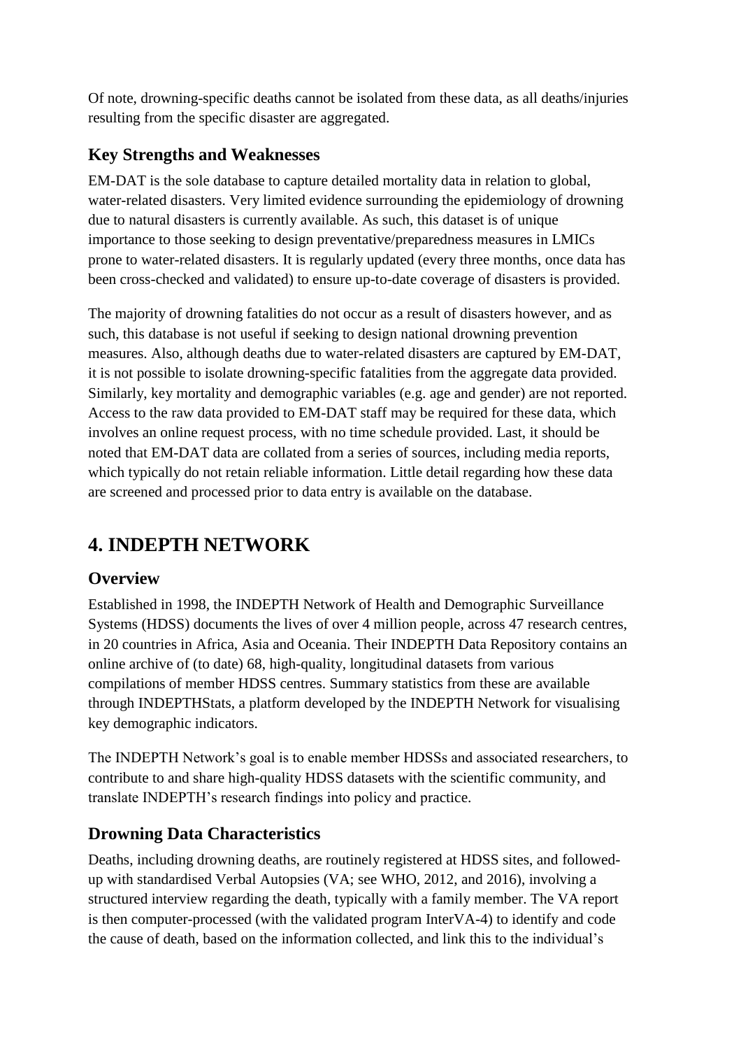Of note, drowning-specific deaths cannot be isolated from these data, as all deaths/injuries resulting from the specific disaster are aggregated.

### Key Strengths and Weaknesses

EM-DAT is the sole database to capture detailed mortality data in relation to global, water-related disasters. Very limited evidence surrounding the epidemiology of drowning due to natural disasters is currently available. As such, this dataset is of unique importance to those seeking to design preventative/preparedness measures in LMICs prone to water-related disasters. It is regularly updated (every three months, once data has been cross-checked and validated) to ensure up-to-date coverage of disasters is provided.

The majority of drowning fatalities do not occur as a result of disasters however, and as such, this database is not useful if seeking to design national drowning prevention measures. Also, although deaths due to water-related disasters are captured by EM-DAT, it is not possible to isolate drowning-specific fatalities from the aggregate data provided. Similarly, key mortality and demographic variables (e.g. age and gender) are not reported. Access to the raw data provided to EM-DAT staff may be required for these data, which involves an online request process, with no time schedule provided. Last, it should be noted that EM-DAT data are collated from a series of sources, including media reports, which typically do not retain reliable information. Little detail regarding how these data are screened and processed prior to data entry is available on the database.

## 4. INDEPTH NETWORK

### Overview

Established in 1998, the INDEPTH Network of Health and Demographic Surveillance Systems (HDSS) documents the lives of over 4 million people, across 47 research centres, in 20 countries in Africa, Asia and Oceania. Their INDEPTH Data Repository contains an online archive of (to date) 68, high-quality, longitudinal datasets from various compilations of member HDSS centres. Summary statistics from these are available through INDEPTHStats, a platform developed by the INDEPTH Network for visualising key demographic indicators.

The INDEPTH Network's goal is to enable member HDSSs and associated researchers, to contribute to and share high-quality HDSS datasets with the scientific community, and translate INDEPTH's research findings into policy and practice.

### Drowning Data Characteristics

Deaths, including drowning deaths, are routinely registered at HDSS sites, and followed-up with standardised Verbal Autopsies (VA; see WHO, 2012, and 2016), involving a structured interview regarding the death, typically with a family member. The VA report is then computer-processed (with the validated program InterVA-4) to identify and code the cause of death, based on the information collected, and link this to the individual's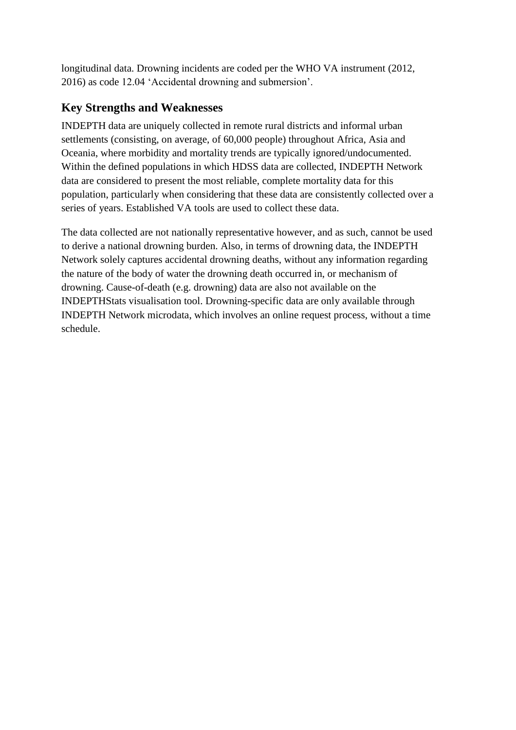longitudinal data. Drowning incidents are coded per the WHO VA instrument (2012, 2016) as code 12.04 'Accidental drowning and submersion'.

## Key Strengths and Weaknesses

INDEPTH data are uniquely collected in remote rural districts and informal urban settlements (consisting, on average, of 60,000 people) throughout Africa, Asia and Oceania, where morbidity and mortality trends are typically ignored/undocumented. Within the defined populations in which HDSS data are collected, INDEPTH Network data are considered to present the most reliable, complete mortality data for this population, particularly when considering that these data are consistently collected over a series of years. Established VA tools are used to collect these data.

The data collected are not nationally representative however, and as such, cannot be used to derive a national drowning burden. Also, in terms of drowning data, the INDEPTH Network solely captures accidental drowning deaths, without any information regarding the nature of the body of water the drowning death occurred in, or mechanism of drowning. Cause-of-death (e.g. drowning) data are also not available on the INDEPTHStats visualisation tool. Drowning-specific data are only available through INDEPTH Network microdata, which involves an online request process, without a time schedule.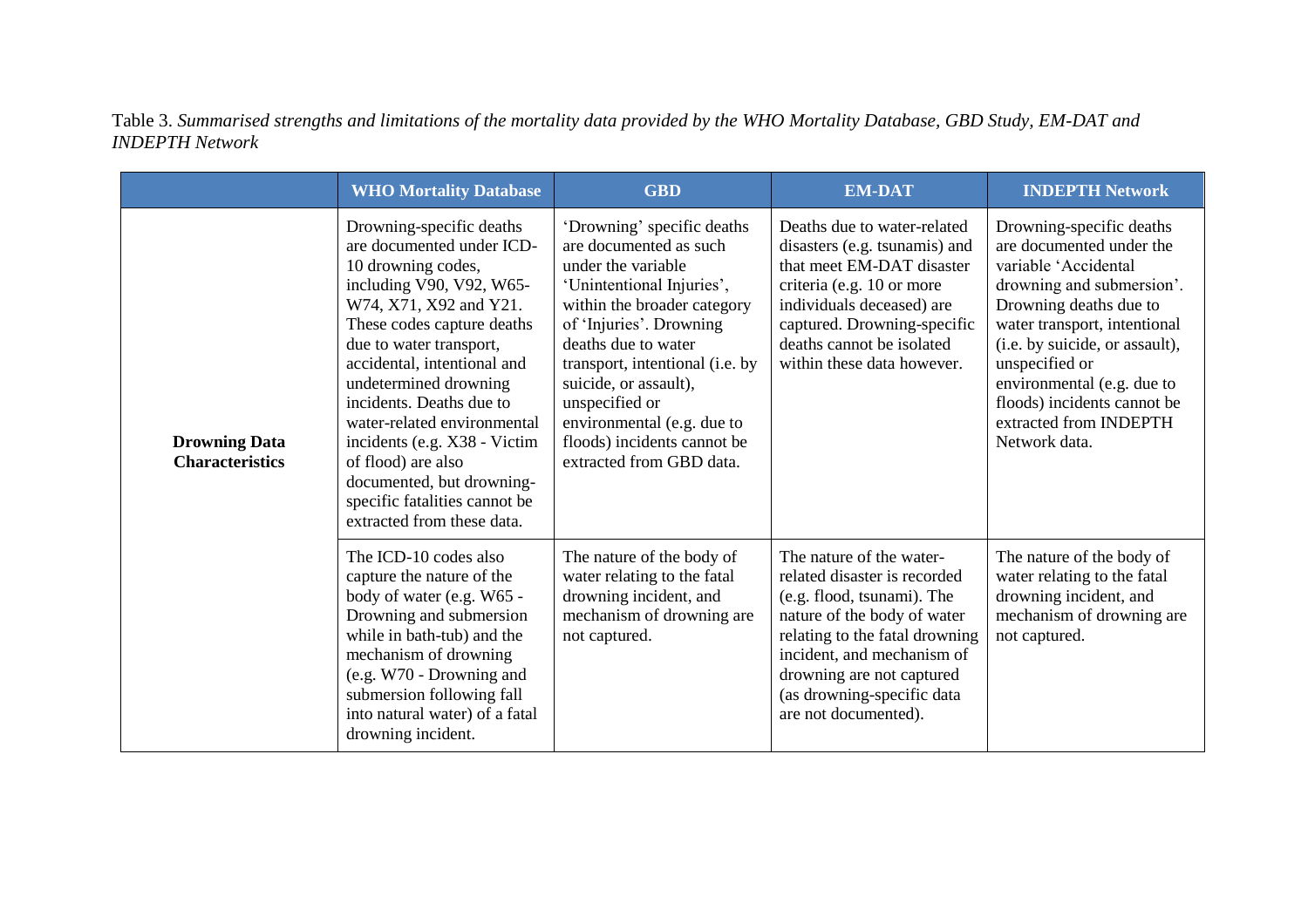Table 3. *Summarised strengths and limitations of the mortality data provided by the WHO Mortality Database, GBD Study, EM-DAT and INDEPTH Network*

| | WHO Mortality Database | GBD | EM-DAT | INDEPTH Network |
|---|---|---|---|---|
| **Drowning Data Characteristics** | Drowning-specific deaths are documented under ICD-10 drowning codes, including V90, V92, W65-W74, X71, X92 and Y21. These codes capture deaths due to water transport, accidental, intentional and undetermined drowning incidents. Deaths due to water-related environmental incidents (e.g. X38 - Victim of flood) are also documented, but drowning-specific fatalities cannot be extracted from these data. | 'Drowning' specific deaths are documented as such under the variable 'Unintentional Injuries', within the broader category of 'Injuries'. Drowning deaths due to water transport, intentional (i.e. by suicide, or assault), unspecified or environmental (e.g. due to floods) incidents cannot be extracted from GBD data. | Deaths due to water-related disasters (e.g. tsunamis) and that meet EM-DAT disaster criteria (e.g. 10 or more individuals deceased) are captured. Drowning-specific deaths cannot be isolated within these data however. | Drowning-specific deaths are documented under the variable 'Accidental drowning and submersion'. Drowning deaths due to water transport, intentional (i.e. by suicide, or assault), unspecified or environmental (e.g. due to floods) incidents cannot be extracted from INDEPTH Network data. |
| | The ICD-10 codes also capture the nature of the body of water (e.g. W65 - Drowning and submersion while in bath-tub) and the mechanism of drowning (e.g. W70 - Drowning and submersion following fall into natural water) of a fatal drowning incident. | The nature of the body of water relating to the fatal drowning incident, and mechanism of drowning are not captured. | The nature of the water-related disaster is recorded (e.g. flood, tsunami). The nature of the body of water relating to the fatal drowning incident, and mechanism of drowning are not captured (as drowning-specific data are not documented). | The nature of the body of water relating to the fatal drowning incident, and mechanism of drowning are not captured. |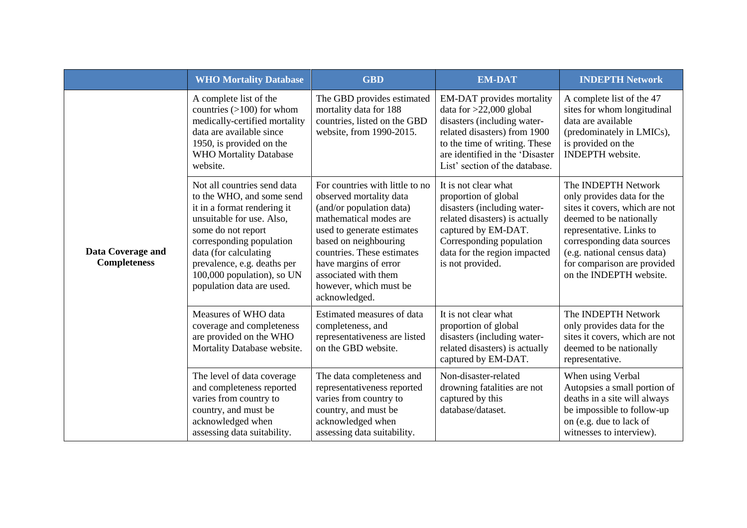| | WHO Mortality Database | GBD | EM-DAT | INDEPTH Network |
|---|---|---|---|---|
| **Data Coverage and Completeness** | A complete list of the countries (>100) for whom medically-certified mortality data are available since 1950, is provided on the WHO Mortality Database website. | The GBD provides estimated mortality data for 188 countries, listed on the GBD website, from 1990-2015. | EM-DAT provides mortality data for >22,000 global disasters (including water-related disasters) from 1900 to the time of writing. These are identified in the 'Disaster List' section of the database. | A complete list of the 47 sites for whom longitudinal data are available (predominately in LMICs), is provided on the INDEPTH website. |
| | Not all countries send data to the WHO, and some send it in a format rendering it unsuitable for use. Also, some do not report corresponding population data (for calculating prevalence, e.g. deaths per 100,000 population), so UN population data are used. | For countries with little to no observed mortality data (and/or population data) mathematical modes are used to generate estimates based on neighbouring countries. These estimates have margins of error associated with them however, which must be acknowledged. | It is not clear what proportion of global disasters (including water-related disasters) is actually captured by EM-DAT. Corresponding population data for the region impacted is not provided. | The INDEPTH Network only provides data for the sites it covers, which are not deemed to be nationally representative. Links to corresponding data sources (e.g. national census data) for comparison are provided on the INDEPTH website. |
| | Measures of WHO data coverage and completeness are provided on the WHO Mortality Database website. | Estimated measures of data completeness, and representativeness are listed on the GBD website. | It is not clear what proportion of global disasters (including water-related disasters) is actually captured by EM-DAT. | The INDEPTH Network only provides data for the sites it covers, which are not deemed to be nationally representative. |
| | The level of data coverage and completeness reported varies from country to country, and must be acknowledged when assessing data suitability. | The data completeness and representativeness reported varies from country to country, and must be acknowledged when assessing data suitability. | Non-disaster-related drowning fatalities are not captured by this database/dataset. | When using Verbal Autopsies a small portion of deaths in a site will always be impossible to follow-up on (e.g. due to lack of witnesses to interview). |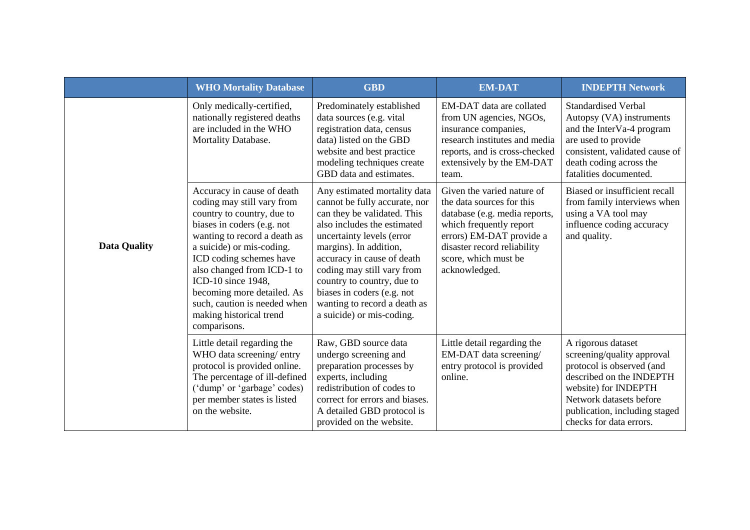| | WHO Mortality Database | GBD | EM-DAT | INDEPTH Network |
|---|---|---|---|---|
| **Data Quality** | Only medically-certified, nationally registered deaths are included in the WHO Mortality Database. | Predominately established data sources (e.g. vital registration data, census data) listed on the GBD website and best practice modeling techniques create GBD data and estimates. | EM-DAT data are collated from UN agencies, NGOs, insurance companies, research institutes and media reports, and is cross-checked extensively by the EM-DAT team. | Standardised Verbal Autopsy (VA) instruments and the InterVa-4 program are used to provide consistent, validated cause of death coding across the fatalities documented. |
| | Accuracy in cause of death coding may still vary from country to country, due to biases in coders (e.g. not wanting to record a death as a suicide) or mis-coding. ICD coding schemes have also changed from ICD-1 to ICD-10 since 1948, becoming more detailed. As such, caution is needed when making historical trend comparisons. | Any estimated mortality data cannot be fully accurate, nor can they be validated. This also includes the estimated uncertainty levels (error margins). In addition, accuracy in cause of death coding may still vary from country to country, due to biases in coders (e.g. not wanting to record a death as a suicide) or mis-coding. | Given the varied nature of the data sources for this database (e.g. media reports, which frequently report errors) EM-DAT provide a disaster record reliability score, which must be acknowledged. | Biased or insufficient recall from family interviews when using a VA tool may influence coding accuracy and quality. |
| | Little detail regarding the WHO data screening/ entry protocol is provided online. The percentage of ill-defined ('dump' or 'garbage' codes) per member states is listed on the website. | Raw, GBD source data undergo screening and preparation processes by experts, including redistribution of codes to correct for errors and biases. A detailed GBD protocol is provided on the website. | Little detail regarding the EM-DAT data screening/ entry protocol is provided online. | A rigorous dataset screening/quality approval protocol is observed (and described on the INDEPTH website) for INDEPTH Network datasets before publication, including staged checks for data errors. |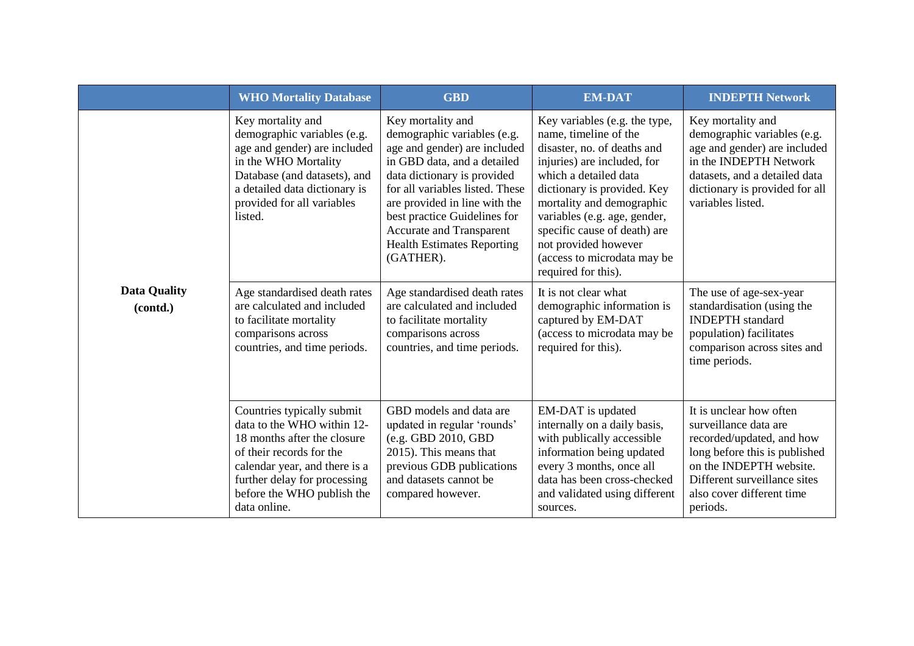| | WHO Mortality Database | GBD | EM-DAT | INDEPTH Network |
|---|---|---|---|---|
| **Data Quality (contd.)** | Key mortality and demographic variables (e.g. age and gender) are included in the WHO Mortality Database (and datasets), and a detailed data dictionary is provided for all variables listed. | Key mortality and demographic variables (e.g. age and gender) are included in GBD data, and a detailed data dictionary is provided for all variables listed. These are provided in line with the best practice Guidelines for Accurate and Transparent Health Estimates Reporting (GATHER). | Key variables (e.g. the type, name, timeline of the disaster, no. of deaths and injuries) are included, for which a detailed data dictionary is provided. Key mortality and demographic variables (e.g. age, gender, specific cause of death) are not provided however (access to microdata may be required for this). | Key mortality and demographic variables (e.g. age and gender) are included in the INDEPTH Network datasets, and a detailed data dictionary is provided for all variables listed. |
| | Age standardised death rates are calculated and included to facilitate mortality comparisons across countries, and time periods. | Age standardised death rates are calculated and included to facilitate mortality comparisons across countries, and time periods. | It is not clear what demographic information is captured by EM-DAT (access to microdata may be required for this). | The use of age-sex-year standardisation (using the INDEPTH standard population) facilitates comparison across sites and time periods. |
| | Countries typically submit data to the WHO within 12-18 months after the closure of their records for the calendar year, and there is a further delay for processing before the WHO publish the data online. | GBD models and data are updated in regular 'rounds' (e.g. GBD 2010, GBD 2015). This means that previous GDB publications and datasets cannot be compared however. | EM-DAT is updated internally on a daily basis, with publically accessible information being updated every 3 months, once all data has been cross-checked and validated using different sources. | It is unclear how often surveillance data are recorded/updated, and how long before this is published on the INDEPTH website. Different surveillance sites also cover different time periods. |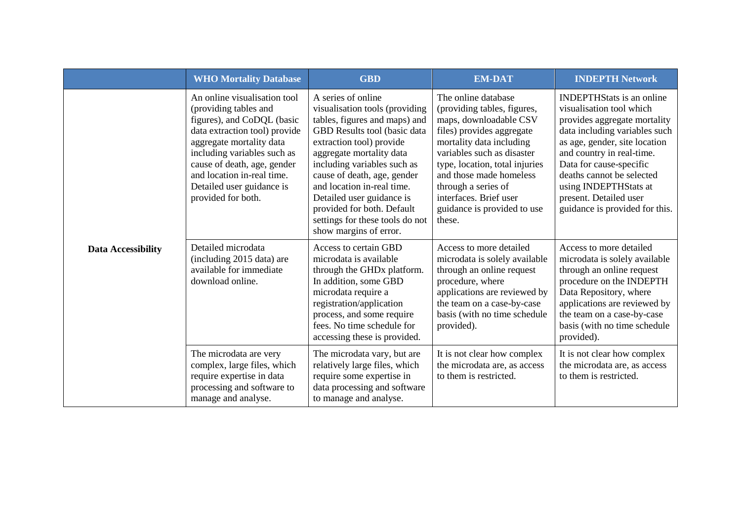| | WHO Mortality Database | GBD | EM-DAT | INDEPTH Network |
|---|---|---|---|---|
| **Data Accessibility** | An online visualisation tool (providing tables and figures), and CoDQL (basic data extraction tool) provide aggregate mortality data including variables such as cause of death, age, gender and location in-real time. Detailed user guidance is provided for both. | A series of online visualisation tools (providing tables, figures and maps) and GBD Results tool (basic data extraction tool) provide aggregate mortality data including variables such as cause of death, age, gender and location in-real time. Detailed user guidance is provided for both. Default settings for these tools do not show margins of error. | The online database (providing tables, figures, maps, downloadable CSV files) provides aggregate mortality data including variables such as disaster type, location, total injuries and those made homeless through a series of interfaces. Brief user guidance is provided to use these. | INDEPTHStats is an online visualisation tool which provides aggregate mortality data including variables such as age, gender, site location and country in real-time. Data for cause-specific deaths cannot be selected using INDEPTHStats at present. Detailed user guidance is provided for this. |
| | Detailed microdata (including 2015 data) are available for immediate download online. | Access to certain GBD microdata is available through the GHDx platform. In addition, some GBD microdata require a registration/application process, and some require fees. No time schedule for accessing these is provided. | Access to more detailed microdata is solely available through an online request procedure, where applications are reviewed by the team on a case-by-case basis (with no time schedule provided). | Access to more detailed microdata is solely available through an online request procedure on the INDEPTH Data Repository, where applications are reviewed by the team on a case-by-case basis (with no time schedule provided). |
| | The microdata are very complex, large files, which require expertise in data processing and software to manage and analyse. | The microdata vary, but are relatively large files, which require some expertise in data processing and software to manage and analyse. | It is not clear how complex the microdata are, as access to them is restricted. | It is not clear how complex the microdata are, as access to them is restricted. |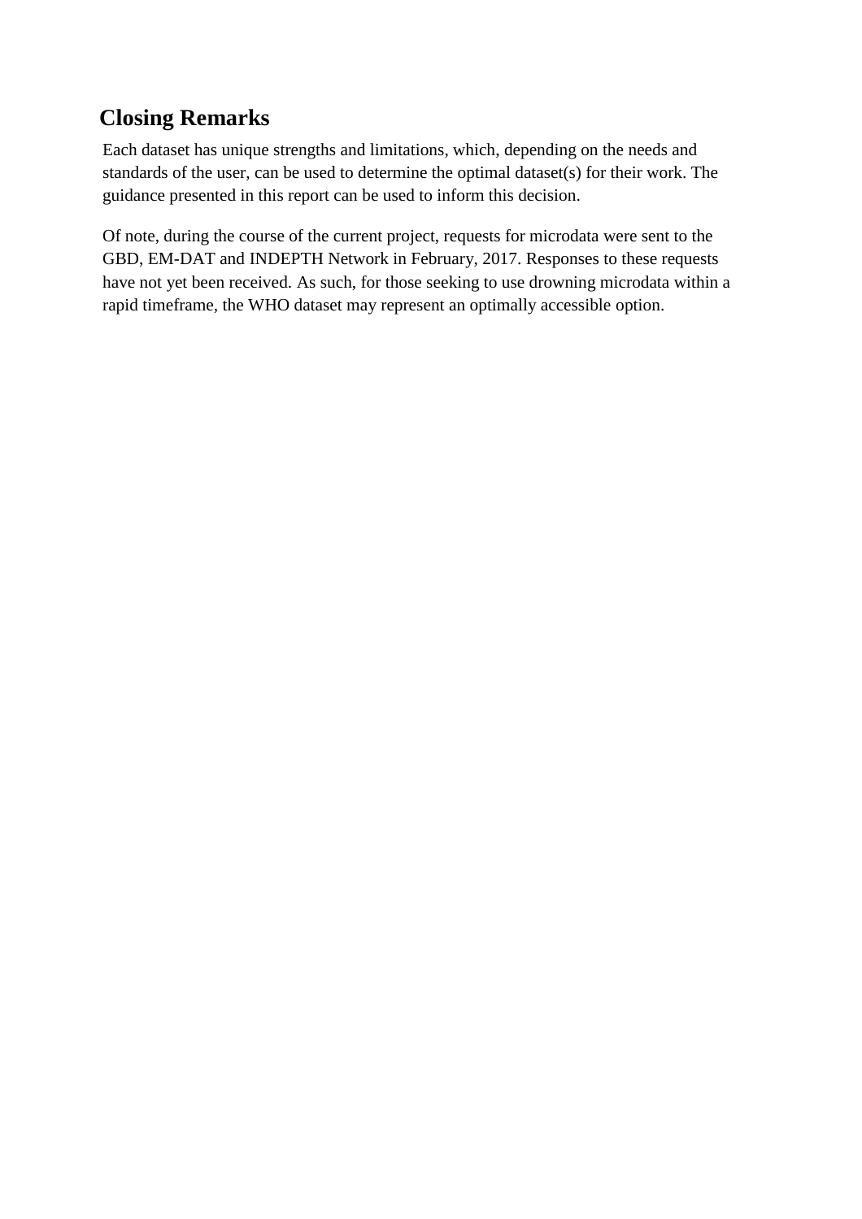## Closing Remarks

Each dataset has unique strengths and limitations, which, depending on the needs and standards of the user, can be used to determine the optimal dataset(s) for their work. The guidance presented in this report can be used to inform this decision.

Of note, during the course of the current project, requests for microdata were sent to the GBD, EM-DAT and INDEPTH Network in February, 2017. Responses to these requests have not yet been received. As such, for those seeking to use drowning microdata within a rapid timeframe, the WHO dataset may represent an optimally accessible option.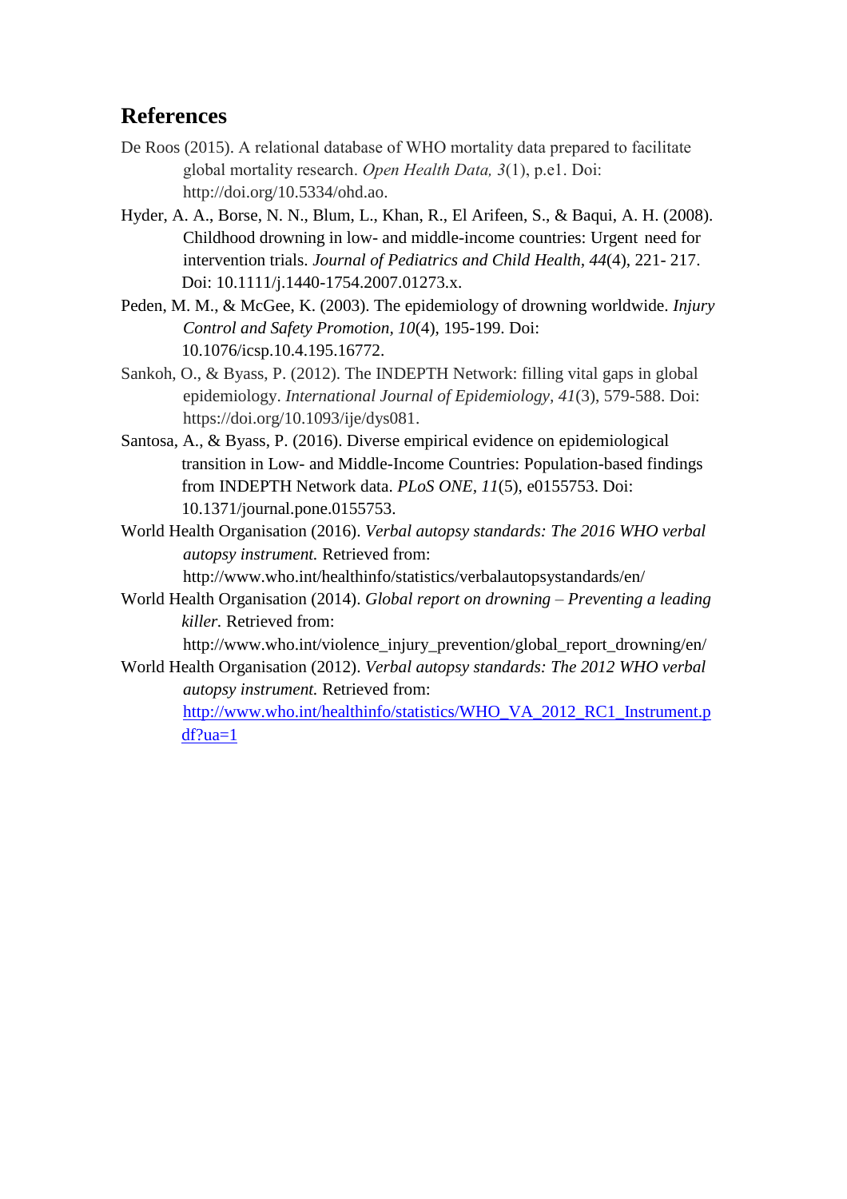# References

De Roos (2015). A relational database of WHO mortality data prepared to facilitate global mortality research. *Open Health Data, 3*(1), p.e1. Doi: http://doi.org/10.5334/ohd.ao.

Hyder, A. A., Borse, N. N., Blum, L., Khan, R., El Arifeen, S., & Baqui, A. H. (2008). Childhood drowning in low- and middle-income countries: Urgent need for intervention trials. *Journal of Pediatrics and Child Health*, *44*(4), 221- 217. Doi: 10.1111/j.1440-1754.2007.01273.x.

Peden, M. M., & McGee, K. (2003). The epidemiology of drowning worldwide. *Injury Control and Safety Promotion*, *10*(4), 195-199. Doi: 10.1076/icsp.10.4.195.16772.

Sankoh, O., & Byass, P. (2012). The INDEPTH Network: filling vital gaps in global epidemiology. *International Journal of Epidemiology*, *41*(3), 579-588. Doi: https://doi.org/10.1093/ije/dys081.

Santosa, A., & Byass, P. (2016). Diverse empirical evidence on epidemiological transition in Low- and Middle-Income Countries: Population-based findings from INDEPTH Network data. *PLoS ONE, 11*(5), e0155753. Doi: 10.1371/journal.pone.0155753.

World Health Organisation (2016). *Verbal autopsy standards: The 2016 WHO verbal autopsy instrument.* Retrieved from: http://www.who.int/healthinfo/statistics/verbalautopsystandards/en/

World Health Organisation (2014). *Global report on drowning – Preventing a leading killer.* Retrieved from: http://www.who.int/violence_injury_prevention/global_report_drowning/en/

World Health Organisation (2012). *Verbal autopsy standards: The 2012 WHO verbal autopsy instrument.* Retrieved from: http://www.who.int/healthinfo/statistics/WHO_VA_2012_RC1_Instrument.pdf?ua=1